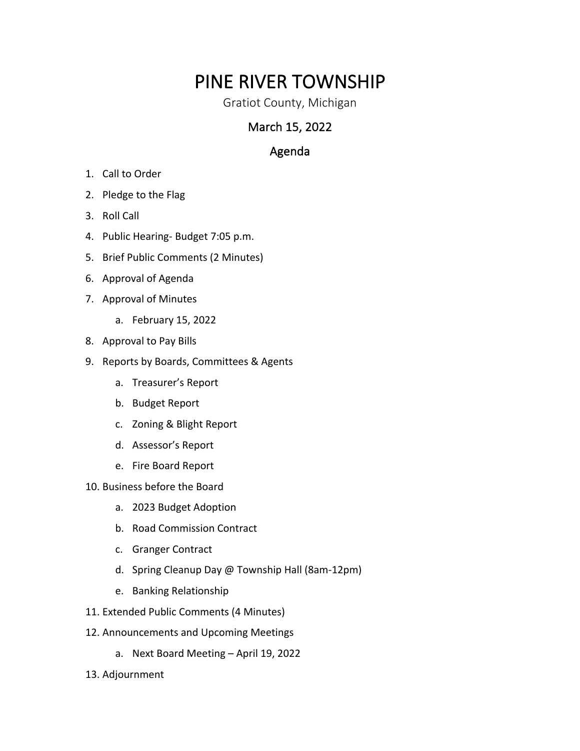# PINE RIVER TOWNSHIP

Gratiot County, Michigan

## March 15, 2022

## Agenda

1. Call to Order
2. Pledge to the Flag
3. Roll Call
4. Public Hearing- Budget 7:05 p.m.
5. Brief Public Comments (2 Minutes)
6. Approval of Agenda
7. Approval of Minutes
    a. February 15, 2022
8. Approval to Pay Bills
9. Reports by Boards, Committees & Agents
    a. Treasurer's Report
    b. Budget Report
    c. Zoning & Blight Report
    d. Assessor's Report
    e. Fire Board Report
10. Business before the Board
    a. 2023 Budget Adoption
    b. Road Commission Contract
    c. Granger Contract
    d. Spring Cleanup Day @ Township Hall (8am-12pm)
    e. Banking Relationship
11. Extended Public Comments (4 Minutes)
12. Announcements and Upcoming Meetings
    a. Next Board Meeting – April 19, 2022
13. Adjournment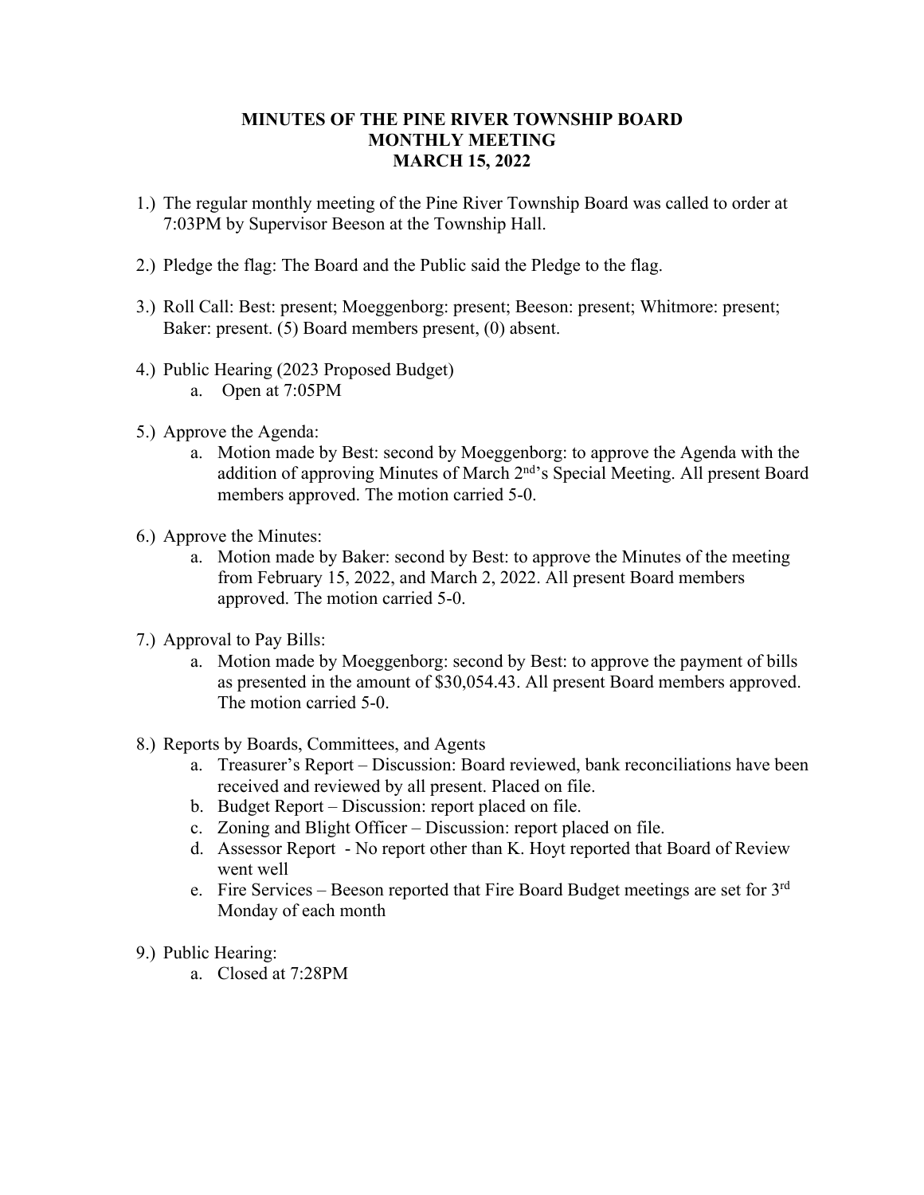# MINUTES OF THE PINE RIVER TOWNSHIP BOARD
## MONTHLY MEETING
## MARCH 15, 2022

1.) The regular monthly meeting of the Pine River Township Board was called to order at 7:03PM by Supervisor Beeson at the Township Hall.

2.) Pledge the flag: The Board and the Public said the Pledge to the flag.

3.) Roll Call: Best: present; Moeggenborg: present; Beeson: present; Whitmore: present; Baker: present. (5) Board members present, (0) absent.

4.) Public Hearing (2023 Proposed Budget)
   a. Open at 7:05PM

5.) Approve the Agenda:
   a. Motion made by Best: second by Moeggenborg: to approve the Agenda with the addition of approving Minutes of March 2nd's Special Meeting. All present Board members approved. The motion carried 5-0.

6.) Approve the Minutes:
   a. Motion made by Baker: second by Best: to approve the Minutes of the meeting from February 15, 2022, and March 2, 2022. All present Board members approved. The motion carried 5-0.

7.) Approval to Pay Bills:
   a. Motion made by Moeggenborg: second by Best: to approve the payment of bills as presented in the amount of $30,054.43. All present Board members approved. The motion carried 5-0.

8.) Reports by Boards, Committees, and Agents
   a. Treasurer's Report – Discussion: Board reviewed, bank reconciliations have been received and reviewed by all present. Placed on file.
   b. Budget Report – Discussion: report placed on file.
   c. Zoning and Blight Officer – Discussion: report placed on file.
   d. Assessor Report - No report other than K. Hoyt reported that Board of Review went well
   e. Fire Services – Beeson reported that Fire Board Budget meetings are set for 3rd Monday of each month

9.) Public Hearing:
   a. Closed at 7:28PM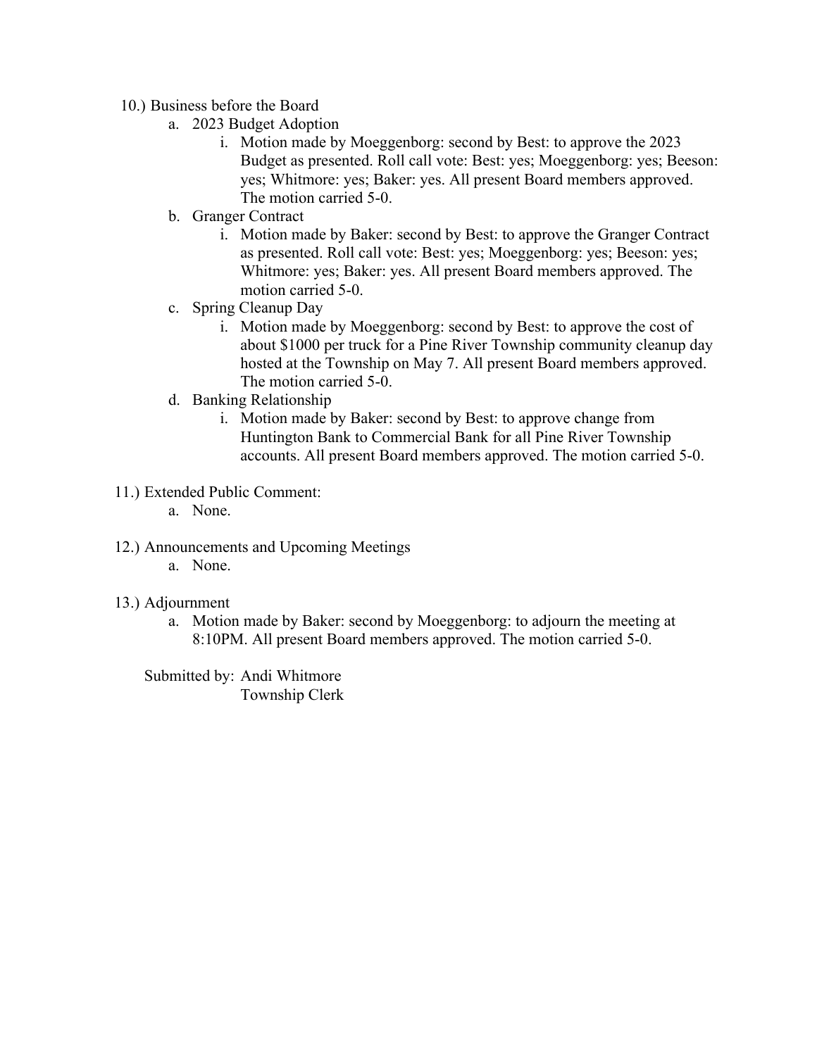10.) Business before the Board

  a. 2023 Budget Adoption
     i. Motion made by Moeggenborg: second by Best: to approve the 2023 Budget as presented. Roll call vote: Best: yes; Moeggenborg: yes; Beeson: yes; Whitmore: yes; Baker: yes. All present Board members approved. The motion carried 5-0.
  b. Granger Contract
     i. Motion made by Baker: second by Best: to approve the Granger Contract as presented. Roll call vote: Best: yes; Moeggenborg: yes; Beeson: yes; Whitmore: yes; Baker: yes. All present Board members approved. The motion carried 5-0.
  c. Spring Cleanup Day
     i. Motion made by Moeggenborg: second by Best: to approve the cost of about $1000 per truck for a Pine River Township community cleanup day hosted at the Township on May 7. All present Board members approved. The motion carried 5-0.
  d. Banking Relationship
     i. Motion made by Baker: second by Best: to approve change from Huntington Bank to Commercial Bank for all Pine River Township accounts. All present Board members approved. The motion carried 5-0.

11.) Extended Public Comment:

  a. None.

12.) Announcements and Upcoming Meetings

  a. None.

13.) Adjournment

  a. Motion made by Baker: second by Moeggenborg: to adjourn the meeting at 8:10PM. All present Board members approved. The motion carried 5-0.

Submitted by: Andi Whitmore
Township Clerk